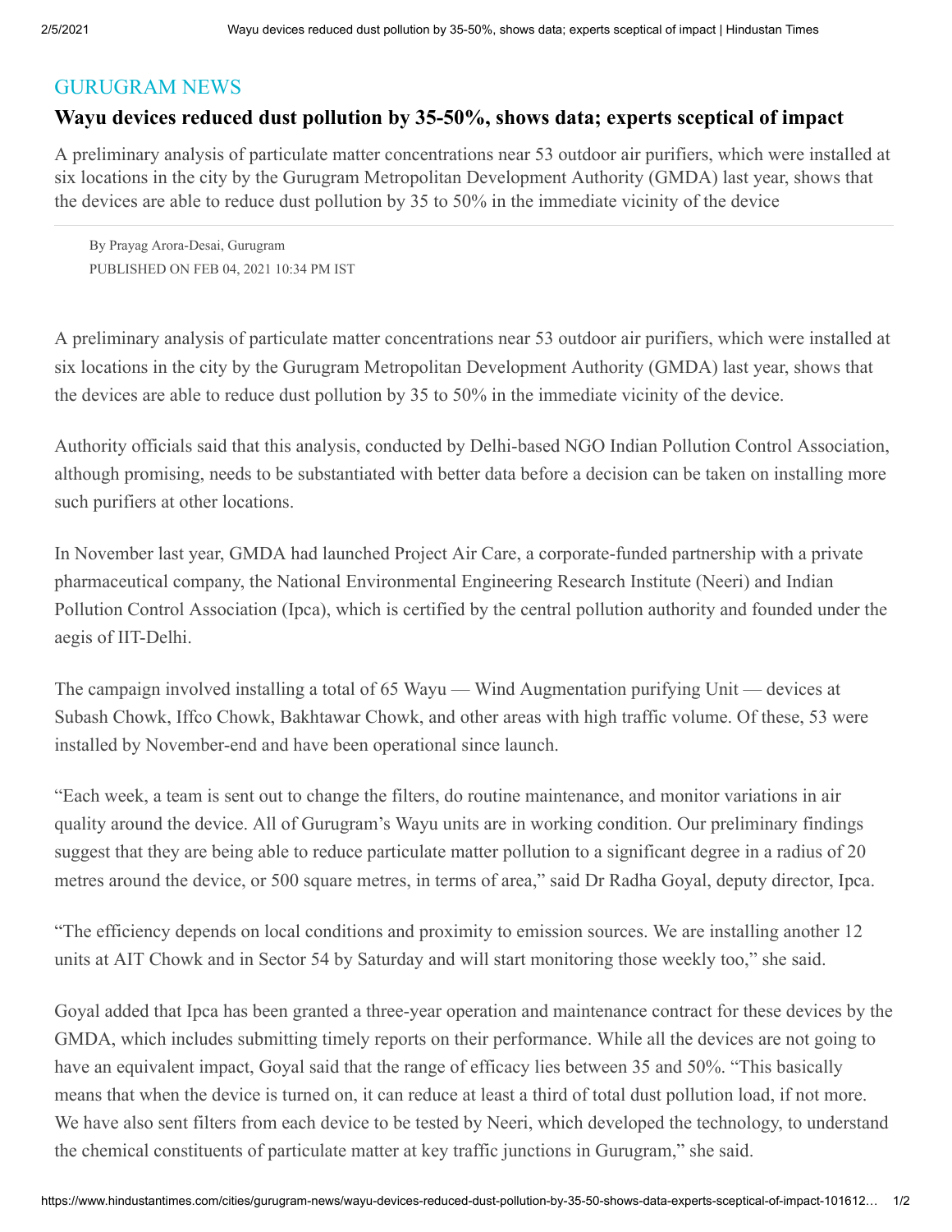## GURUGRAM NEWS

# Wayu devices reduced dust pollution by 35-50%, shows data; experts sceptical of impact

A preliminary analysis of particulate matter concentrations near 53 outdoor air purifiers, which were installed at six locations in the city by the Gurugram Metropolitan Development Authority (GMDA) last year, shows that the devices are able to reduce dust pollution by 35 to 50% in the immediate vicinity of the device

By Prayag Arora-Desai, Gurugram

PUBLISHED ON FEB 04, 2021 10:34 PM IST

A preliminary analysis of particulate matter concentrations near 53 outdoor air purifiers, which were installed at six locations in the city by the Gurugram Metropolitan Development Authority (GMDA) last year, shows that the devices are able to reduce dust pollution by 35 to 50% in the immediate vicinity of the device.

Authority officials said that this analysis, conducted by Delhi-based NGO Indian Pollution Control Association, although promising, needs to be substantiated with better data before a decision can be taken on installing more such purifiers at other locations.

In November last year, GMDA had launched Project Air Care, a corporate-funded partnership with a private pharmaceutical company, the National Environmental Engineering Research Institute (Neeri) and Indian Pollution Control Association (Ipca), which is certified by the central pollution authority and founded under the aegis of IIT-Delhi.

The campaign involved installing a total of 65 Wayu — Wind Augmentation purifying Unit — devices at Subash Chowk, Iffco Chowk, Bakhtawar Chowk, and other areas with high traffic volume. Of these, 53 were installed by November-end and have been operational since launch.

"Each week, a team is sent out to change the filters, do routine maintenance, and monitor variations in air quality around the device. All of Gurugram's Wayu units are in working condition. Our preliminary findings suggest that they are being able to reduce particulate matter pollution to a significant degree in a radius of 20 metres around the device, or 500 square metres, in terms of area," said Dr Radha Goyal, deputy director, Ipca.

"The efficiency depends on local conditions and proximity to emission sources. We are installing another 12 units at AIT Chowk and in Sector 54 by Saturday and will start monitoring those weekly too," she said.

Goyal added that Ipca has been granted a three-year operation and maintenance contract for these devices by the GMDA, which includes submitting timely reports on their performance. While all the devices are not going to have an equivalent impact, Goyal said that the range of efficacy lies between 35 and 50%. "This basically means that when the device is turned on, it can reduce at least a third of total dust pollution load, if not more. We have also sent filters from each device to be tested by Neeri, which developed the technology, to understand the chemical constituents of particulate matter at key traffic junctions in Gurugram," she said.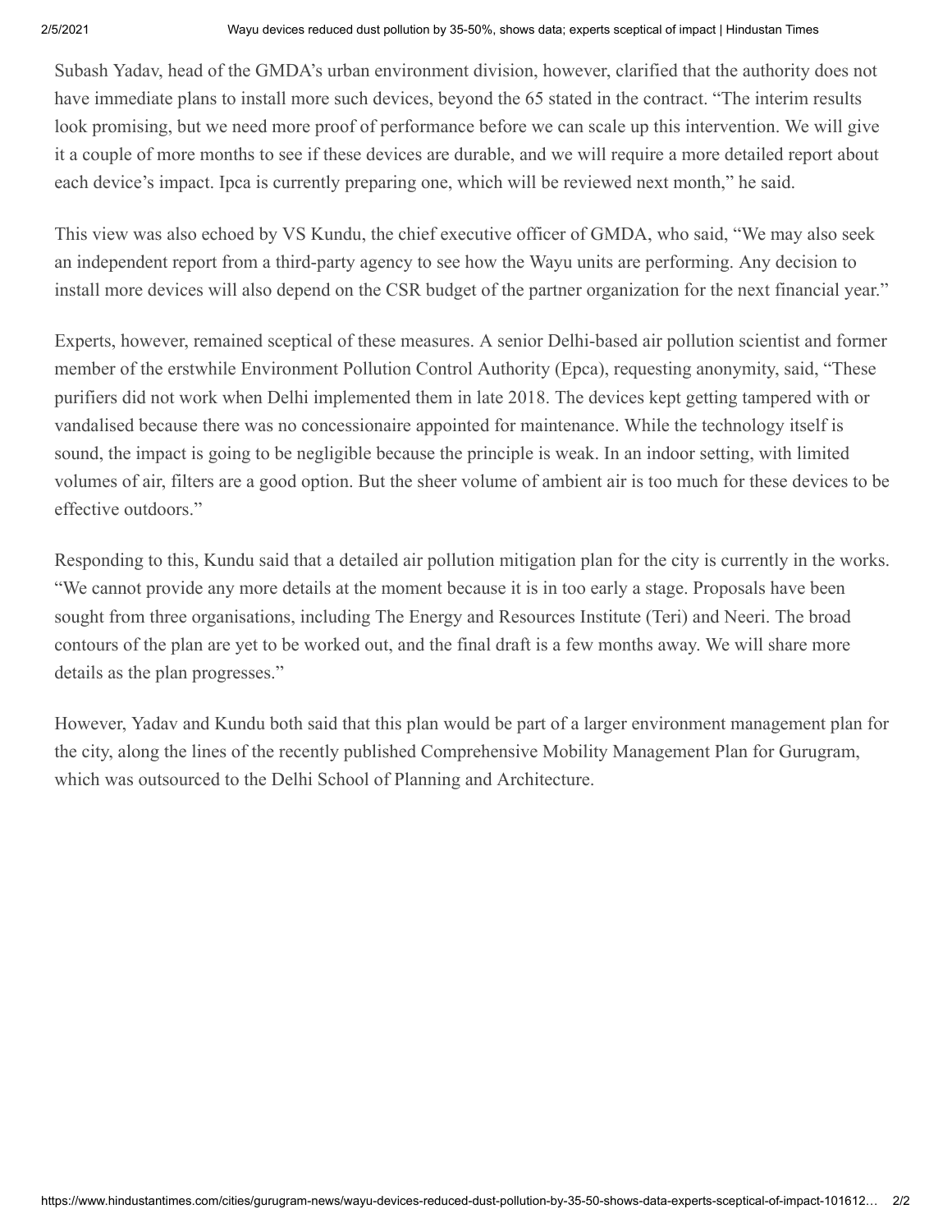Subash Yadav, head of the GMDA's urban environment division, however, clarified that the authority does not have immediate plans to install more such devices, beyond the 65 stated in the contract. "The interim results look promising, but we need more proof of performance before we can scale up this intervention. We will give it a couple of more months to see if these devices are durable, and we will require a more detailed report about each device's impact. Ipca is currently preparing one, which will be reviewed next month," he said.

This view was also echoed by VS Kundu, the chief executive officer of GMDA, who said, "We may also seek an independent report from a third-party agency to see how the Wayu units are performing. Any decision to install more devices will also depend on the CSR budget of the partner organization for the next financial year."

Experts, however, remained sceptical of these measures. A senior Delhi-based air pollution scientist and former member of the erstwhile Environment Pollution Control Authority (Epca), requesting anonymity, said, "These purifiers did not work when Delhi implemented them in late 2018. The devices kept getting tampered with or vandalised because there was no concessionaire appointed for maintenance. While the technology itself is sound, the impact is going to be negligible because the principle is weak. In an indoor setting, with limited volumes of air, filters are a good option. But the sheer volume of ambient air is too much for these devices to be effective outdoors."

Responding to this, Kundu said that a detailed air pollution mitigation plan for the city is currently in the works. "We cannot provide any more details at the moment because it is in too early a stage. Proposals have been sought from three organisations, including The Energy and Resources Institute (Teri) and Neeri. The broad contours of the plan are yet to be worked out, and the final draft is a few months away. We will share more details as the plan progresses."

However, Yadav and Kundu both said that this plan would be part of a larger environment management plan for the city, along the lines of the recently published Comprehensive Mobility Management Plan for Gurugram, which was outsourced to the Delhi School of Planning and Architecture.